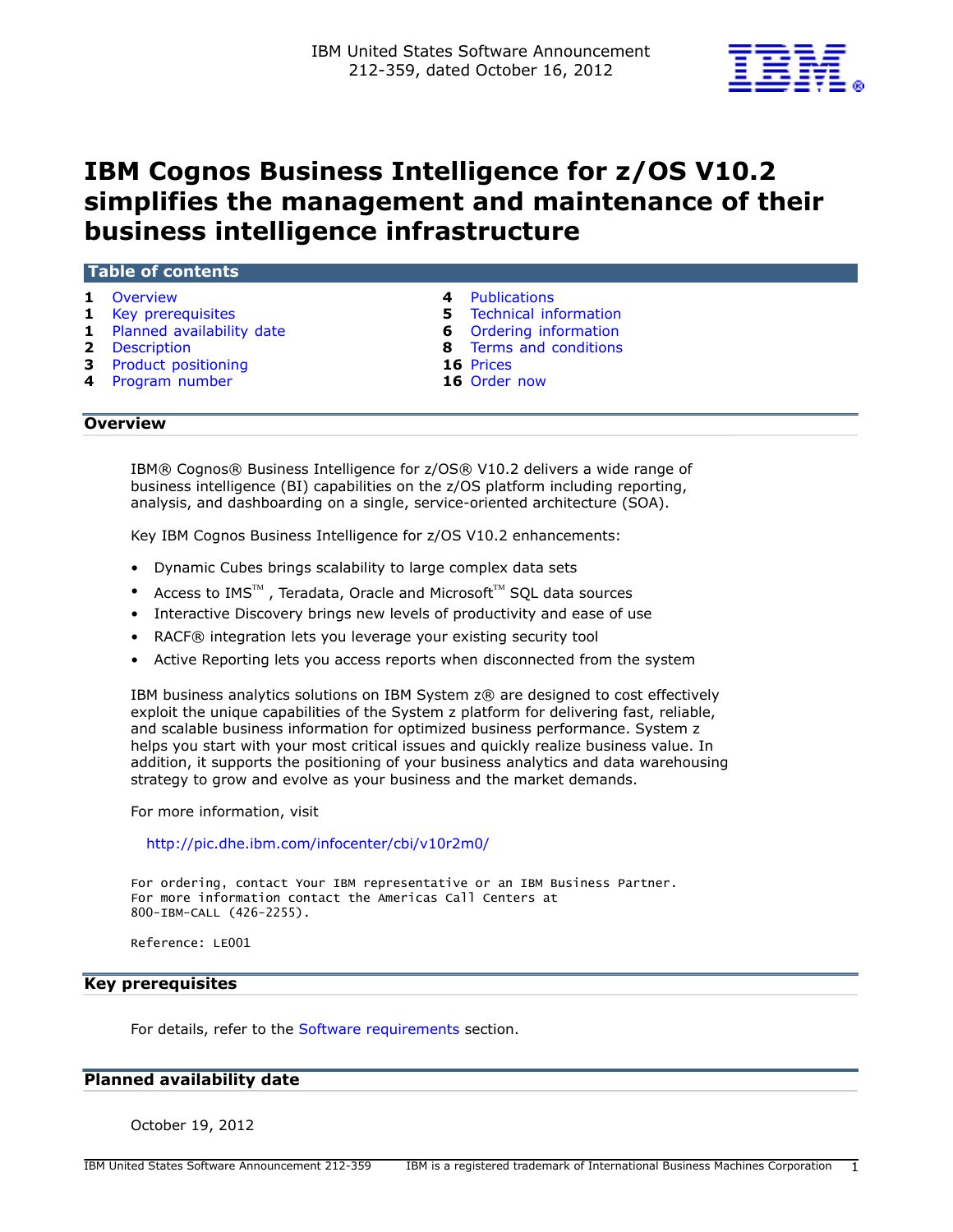IBM United States Software Announcement
212-359, dated October 16, 2012

# IBM Cognos Business Intelligence for z/OS V10.2 simplifies the management and maintenance of their business intelligence infrastructure

## Table of contents

| | | | |
|---|---|---|---|
| 1 | Overview | 4 | Publications |
| 1 | Key prerequisites | 5 | Technical information |
| 1 | Planned availability date | 6 | Ordering information |
| 2 | Description | 8 | Terms and conditions |
| 3 | Product positioning | 16 | Prices |
| 4 | Program number | 16 | Order now |

## Overview

IBM® Cognos® Business Intelligence for z/OS® V10.2 delivers a wide range of business intelligence (BI) capabilities on the z/OS platform including reporting, analysis, and dashboarding on a single, service-oriented architecture (SOA).

Key IBM Cognos Business Intelligence for z/OS V10.2 enhancements:

- Dynamic Cubes brings scalability to large complex data sets
- Access to IMS™ , Teradata, Oracle and Microsoft™ SQL data sources
- Interactive Discovery brings new levels of productivity and ease of use
- RACF® integration lets you leverage your existing security tool
- Active Reporting lets you access reports when disconnected from the system

IBM business analytics solutions on IBM System z® are designed to cost effectively exploit the unique capabilities of the System z platform for delivering fast, reliable, and scalable business information for optimized business performance. System z helps you start with your most critical issues and quickly realize business value. In addition, it supports the positioning of your business analytics and data warehousing strategy to grow and evolve as your business and the market demands.

For more information, visit

http://pic.dhe.ibm.com/infocenter/cbi/v10r2m0/

```
For ordering, contact Your IBM representative or an IBM Business Partner.
For more information contact the Americas Call Centers at
800-IBM-CALL (426-2255).

Reference: LE001
```

## Key prerequisites

For details, refer to the Software requirements section.

## Planned availability date

October 19, 2012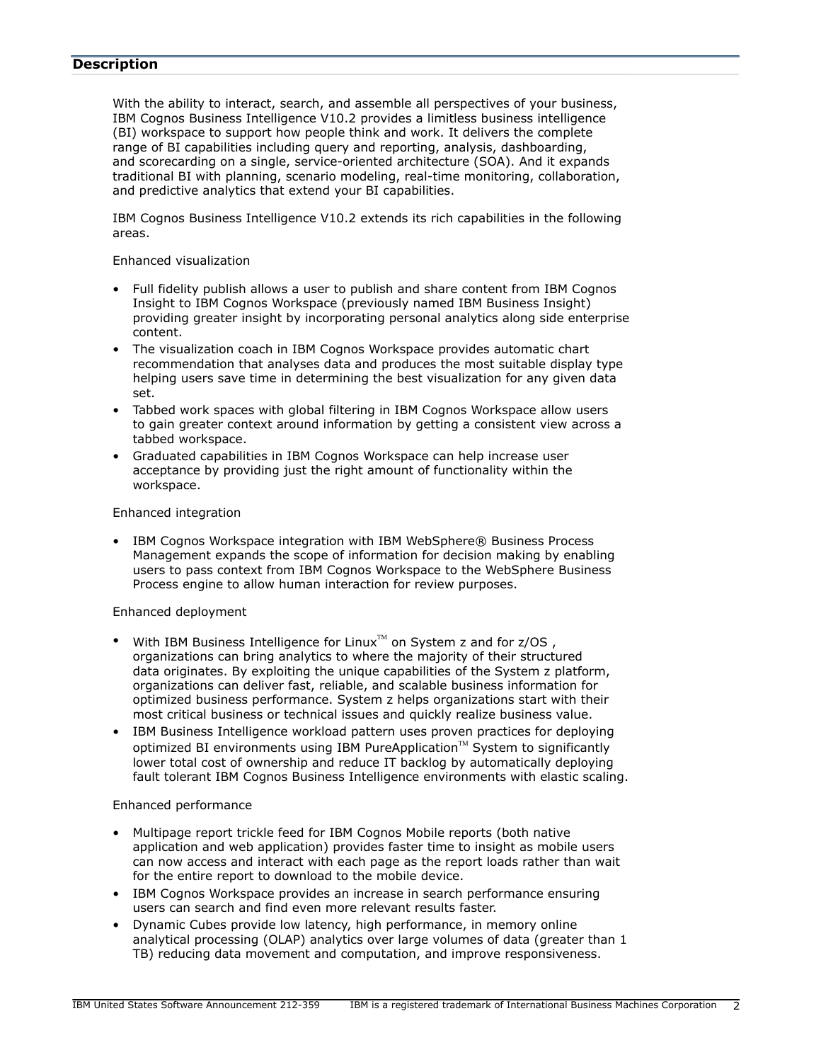## Description

With the ability to interact, search, and assemble all perspectives of your business, IBM Cognos Business Intelligence V10.2 provides a limitless business intelligence (BI) workspace to support how people think and work. It delivers the complete range of BI capabilities including query and reporting, analysis, dashboarding, and scorecarding on a single, service-oriented architecture (SOA). And it expands traditional BI with planning, scenario modeling, real-time monitoring, collaboration, and predictive analytics that extend your BI capabilities.

IBM Cognos Business Intelligence V10.2 extends its rich capabilities in the following areas.

Enhanced visualization

- Full fidelity publish allows a user to publish and share content from IBM Cognos Insight to IBM Cognos Workspace (previously named IBM Business Insight) providing greater insight by incorporating personal analytics along side enterprise content.
- The visualization coach in IBM Cognos Workspace provides automatic chart recommendation that analyses data and produces the most suitable display type helping users save time in determining the best visualization for any given data set.
- Tabbed work spaces with global filtering in IBM Cognos Workspace allow users to gain greater context around information by getting a consistent view across a tabbed workspace.
- Graduated capabilities in IBM Cognos Workspace can help increase user acceptance by providing just the right amount of functionality within the workspace.

Enhanced integration

- IBM Cognos Workspace integration with IBM WebSphere® Business Process Management expands the scope of information for decision making by enabling users to pass context from IBM Cognos Workspace to the WebSphere Business Process engine to allow human interaction for review purposes.

Enhanced deployment

- With IBM Business Intelligence for Linux™ on System z and for z/OS , organizations can bring analytics to where the majority of their structured data originates. By exploiting the unique capabilities of the System z platform, organizations can deliver fast, reliable, and scalable business information for optimized business performance. System z helps organizations start with their most critical business or technical issues and quickly realize business value.
- IBM Business Intelligence workload pattern uses proven practices for deploying optimized BI environments using IBM PureApplication™ System to significantly lower total cost of ownership and reduce IT backlog by automatically deploying fault tolerant IBM Cognos Business Intelligence environments with elastic scaling.

Enhanced performance

- Multipage report trickle feed for IBM Cognos Mobile reports (both native application and web application) provides faster time to insight as mobile users can now access and interact with each page as the report loads rather than wait for the entire report to download to the mobile device.
- IBM Cognos Workspace provides an increase in search performance ensuring users can search and find even more relevant results faster.
- Dynamic Cubes provide low latency, high performance, in memory online analytical processing (OLAP) analytics over large volumes of data (greater than 1 TB) reducing data movement and computation, and improve responsiveness.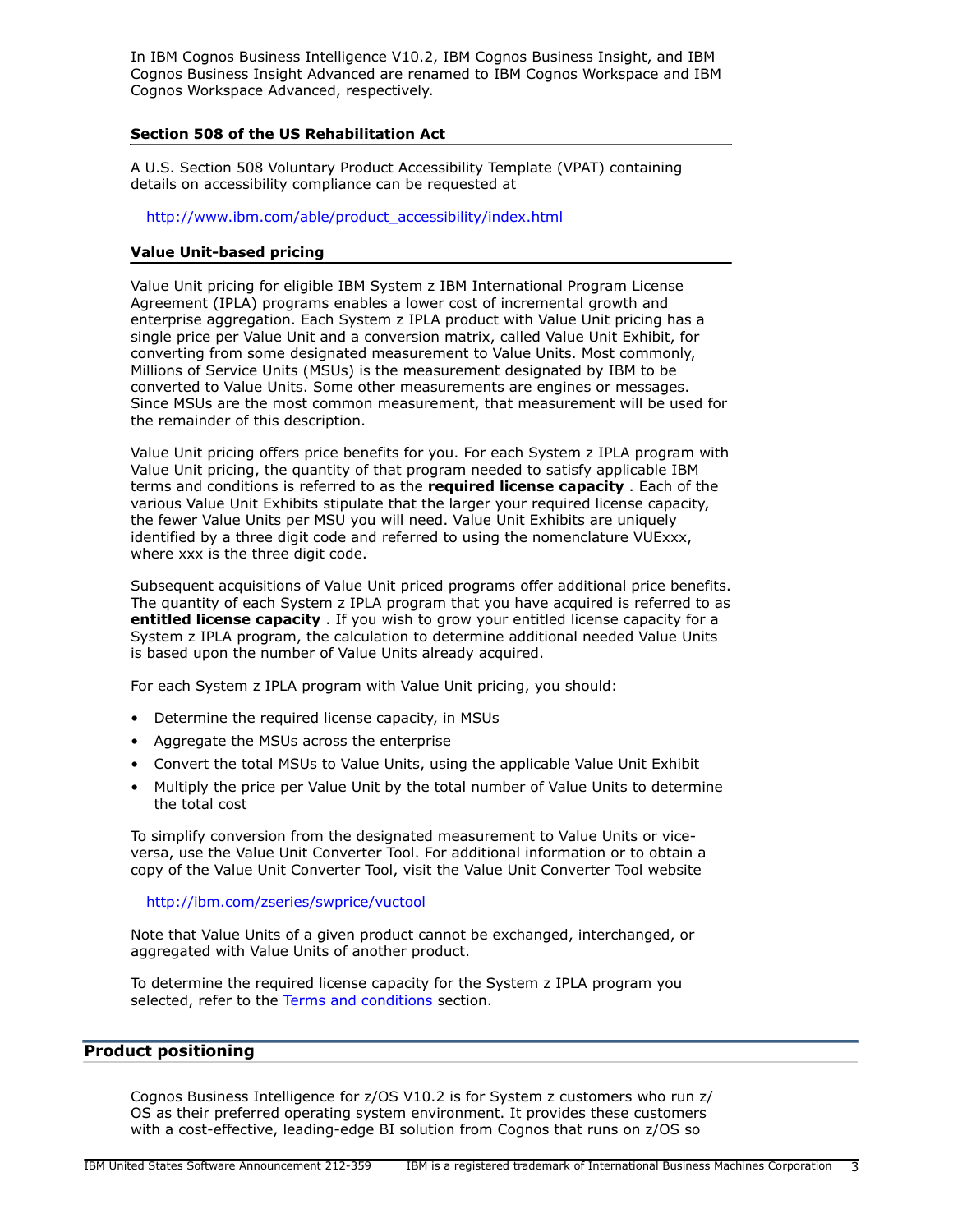In IBM Cognos Business Intelligence V10.2, IBM Cognos Business Insight, and IBM Cognos Business Insight Advanced are renamed to IBM Cognos Workspace and IBM Cognos Workspace Advanced, respectively.

### Section 508 of the US Rehabilitation Act

A U.S. Section 508 Voluntary Product Accessibility Template (VPAT) containing details on accessibility compliance can be requested at

http://www.ibm.com/able/product_accessibility/index.html

### Value Unit-based pricing

Value Unit pricing for eligible IBM System z IBM International Program License Agreement (IPLA) programs enables a lower cost of incremental growth and enterprise aggregation. Each System z IPLA product with Value Unit pricing has a single price per Value Unit and a conversion matrix, called Value Unit Exhibit, for converting from some designated measurement to Value Units. Most commonly, Millions of Service Units (MSUs) is the measurement designated by IBM to be converted to Value Units. Some other measurements are engines or messages. Since MSUs are the most common measurement, that measurement will be used for the remainder of this description.

Value Unit pricing offers price benefits for you. For each System z IPLA program with Value Unit pricing, the quantity of that program needed to satisfy applicable IBM terms and conditions is referred to as the **required license capacity** . Each of the various Value Unit Exhibits stipulate that the larger your required license capacity, the fewer Value Units per MSU you will need. Value Unit Exhibits are uniquely identified by a three digit code and referred to using the nomenclature VUExxx, where xxx is the three digit code.

Subsequent acquisitions of Value Unit priced programs offer additional price benefits. The quantity of each System z IPLA program that you have acquired is referred to as **entitled license capacity** . If you wish to grow your entitled license capacity for a System z IPLA program, the calculation to determine additional needed Value Units is based upon the number of Value Units already acquired.

For each System z IPLA program with Value Unit pricing, you should:

- Determine the required license capacity, in MSUs
- Aggregate the MSUs across the enterprise
- Convert the total MSUs to Value Units, using the applicable Value Unit Exhibit
- Multiply the price per Value Unit by the total number of Value Units to determine the total cost

To simplify conversion from the designated measurement to Value Units or vice-versa, use the Value Unit Converter Tool. For additional information or to obtain a copy of the Value Unit Converter Tool, visit the Value Unit Converter Tool website

http://ibm.com/zseries/swprice/vuctool

Note that Value Units of a given product cannot be exchanged, interchanged, or aggregated with Value Units of another product.

To determine the required license capacity for the System z IPLA program you selected, refer to the Terms and conditions section.

## Product positioning

Cognos Business Intelligence for z/OS V10.2 is for System z customers who run z/OS as their preferred operating system environment. It provides these customers with a cost-effective, leading-edge BI solution from Cognos that runs on z/OS so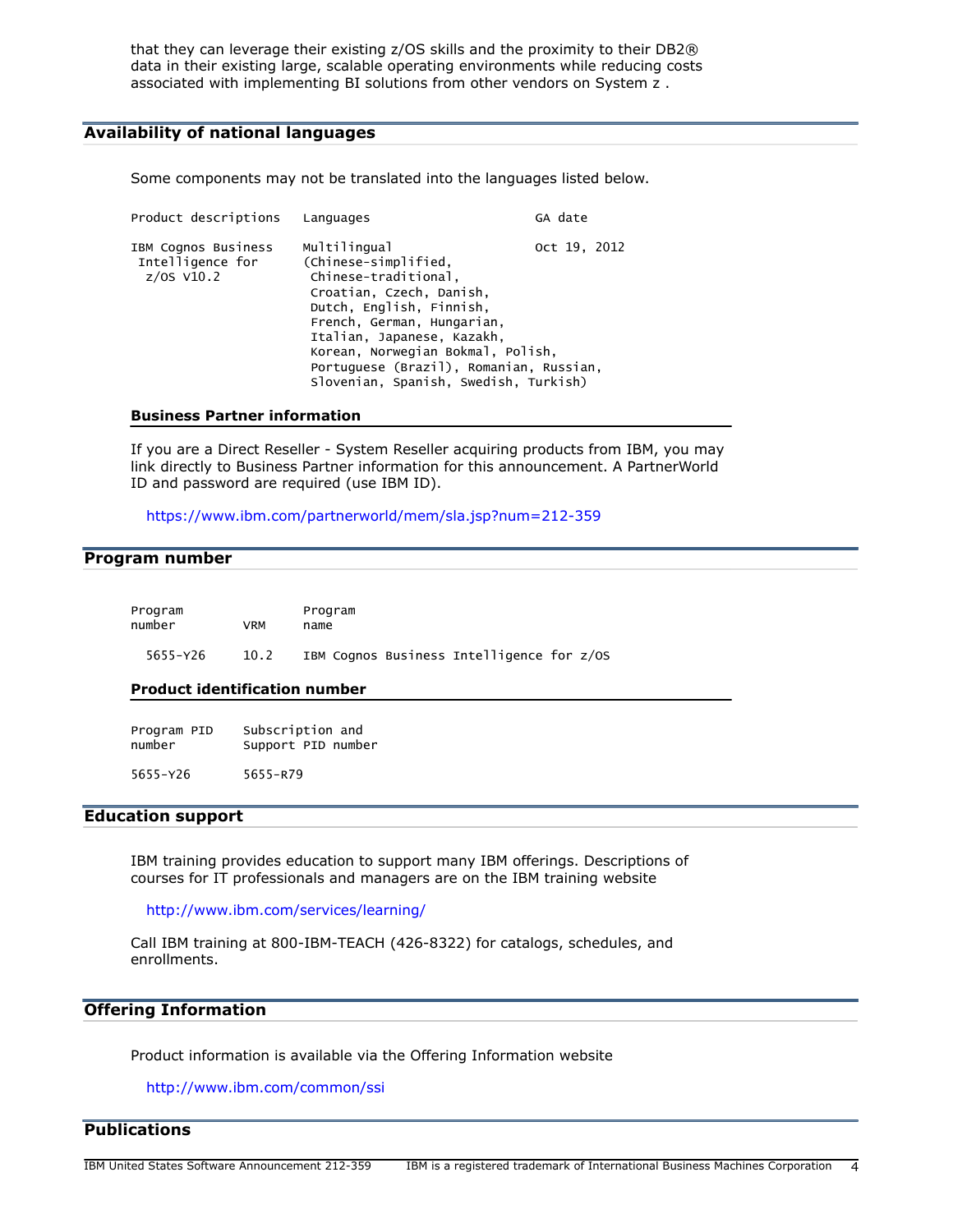that they can leverage their existing z/OS skills and the proximity to their DB2® data in their existing large, scalable operating environments while reducing costs associated with implementing BI solutions from other vendors on System z .

## Availability of national languages

Some components may not be translated into the languages listed below.

| Product descriptions | Languages | GA date |
|---|---|---|
| IBM Cognos Business Intelligence for z/OS V10.2 | Multilingual (Chinese-simplified, Chinese-traditional, Croatian, Czech, Danish, Dutch, English, Finnish, French, German, Hungarian, Italian, Japanese, Kazakh, Korean, Norwegian Bokmal, Polish, Portuguese (Brazil), Romanian, Russian, Slovenian, Spanish, Swedish, Turkish) | Oct 19, 2012 |

### Business Partner information

If you are a Direct Reseller - System Reseller acquiring products from IBM, you may link directly to Business Partner information for this announcement. A PartnerWorld ID and password are required (use IBM ID).

https://www.ibm.com/partnerworld/mem/sla.jsp?num=212-359

## Program number

| Program number | VRM | Program name |
|---|---|---|
| 5655-Y26 | 10.2 | IBM Cognos Business Intelligence for z/OS |

### Product identification number

| Program PID number | Subscription and Support PID number |
|---|---|
| 5655-Y26 | 5655-R79 |

## Education support

IBM training provides education to support many IBM offerings. Descriptions of courses for IT professionals and managers are on the IBM training website

http://www.ibm.com/services/learning/

Call IBM training at 800-IBM-TEACH (426-8322) for catalogs, schedules, and enrollments.

## Offering Information

Product information is available via the Offering Information website

http://www.ibm.com/common/ssi

## Publications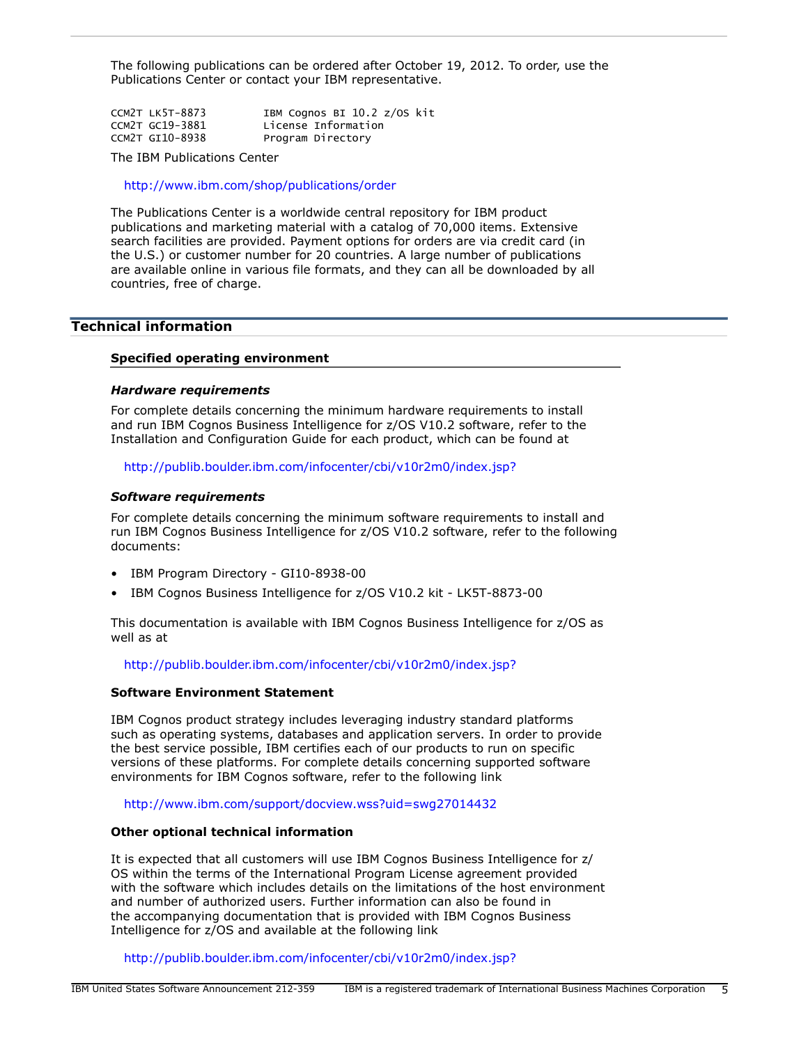The following publications can be ordered after October 19, 2012. To order, use the Publications Center or contact your IBM representative.

```
CCM2T LK5T-8873        IBM Cognos BI 10.2 z/OS kit
CCM2T GC19-3881        License Information
CCM2T GI10-8938        Program Directory
```

The IBM Publications Center

http://www.ibm.com/shop/publications/order

The Publications Center is a worldwide central repository for IBM product publications and marketing material with a catalog of 70,000 items. Extensive search facilities are provided. Payment options for orders are via credit card (in the U.S.) or customer number for 20 countries. A large number of publications are available online in various file formats, and they can all be downloaded by all countries, free of charge.

## Technical information

### Specified operating environment

#### *Hardware requirements*

For complete details concerning the minimum hardware requirements to install and run IBM Cognos Business Intelligence for z/OS V10.2 software, refer to the Installation and Configuration Guide for each product, which can be found at

http://publib.boulder.ibm.com/infocenter/cbi/v10r2m0/index.jsp?

#### *Software requirements*

For complete details concerning the minimum software requirements to install and run IBM Cognos Business Intelligence for z/OS V10.2 software, refer to the following documents:

- IBM Program Directory - GI10-8938-00
- IBM Cognos Business Intelligence for z/OS V10.2 kit - LK5T-8873-00

This documentation is available with IBM Cognos Business Intelligence for z/OS as well as at

http://publib.boulder.ibm.com/infocenter/cbi/v10r2m0/index.jsp?

#### Software Environment Statement

IBM Cognos product strategy includes leveraging industry standard platforms such as operating systems, databases and application servers. In order to provide the best service possible, IBM certifies each of our products to run on specific versions of these platforms. For complete details concerning supported software environments for IBM Cognos software, refer to the following link

http://www.ibm.com/support/docview.wss?uid=swg27014432

#### Other optional technical information

It is expected that all customers will use IBM Cognos Business Intelligence for z/OS within the terms of the International Program License agreement provided with the software which includes details on the limitations of the host environment and number of authorized users. Further information can also be found in the accompanying documentation that is provided with IBM Cognos Business Intelligence for z/OS and available at the following link

http://publib.boulder.ibm.com/infocenter/cbi/v10r2m0/index.jsp?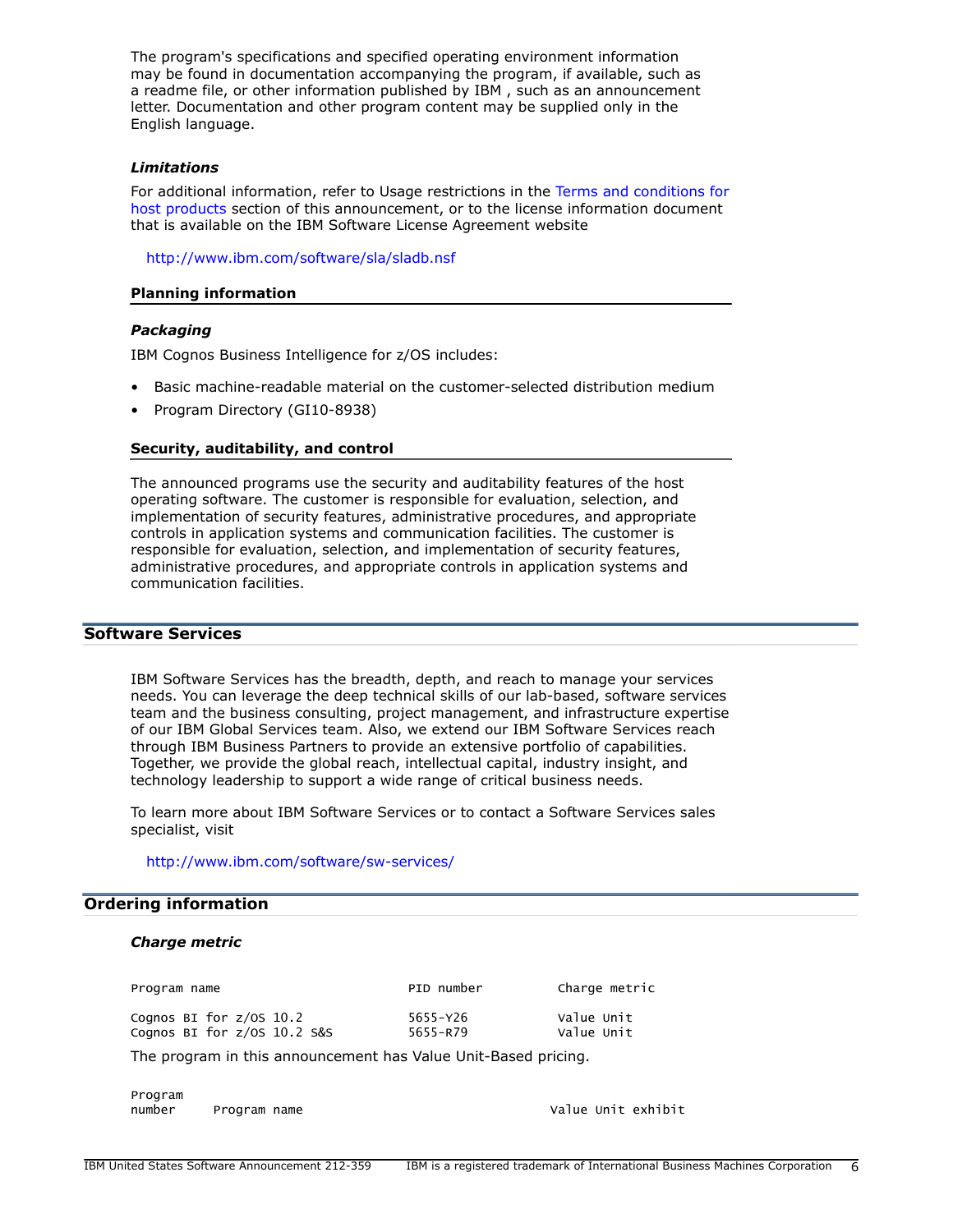The program's specifications and specified operating environment information may be found in documentation accompanying the program, if available, such as a readme file, or other information published by IBM , such as an announcement letter. Documentation and other program content may be supplied only in the English language.

### *Limitations*

For additional information, refer to Usage restrictions in the Terms and conditions for host products section of this announcement, or to the license information document that is available on the IBM Software License Agreement website

http://www.ibm.com/software/sla/sladb.nsf

### Planning information

### *Packaging*

IBM Cognos Business Intelligence for z/OS includes:

- Basic machine-readable material on the customer-selected distribution medium
- Program Directory (GI10-8938)

### Security, auditability, and control

The announced programs use the security and auditability features of the host operating software. The customer is responsible for evaluation, selection, and implementation of security features, administrative procedures, and appropriate controls in application systems and communication facilities. The customer is responsible for evaluation, selection, and implementation of security features, administrative procedures, and appropriate controls in application systems and communication facilities.

## Software Services

IBM Software Services has the breadth, depth, and reach to manage your services needs. You can leverage the deep technical skills of our lab-based, software services team and the business consulting, project management, and infrastructure expertise of our IBM Global Services team. Also, we extend our IBM Software Services reach through IBM Business Partners to provide an extensive portfolio of capabilities. Together, we provide the global reach, intellectual capital, industry insight, and technology leadership to support a wide range of critical business needs.

To learn more about IBM Software Services or to contact a Software Services sales specialist, visit

http://www.ibm.com/software/sw-services/

## Ordering information

### *Charge metric*

| Program name | PID number | Charge metric |
|---|---|---|
| Cognos BI for z/OS 10.2 | 5655-Y26 | Value Unit |
| Cognos BI for z/OS 10.2 S&S | 5655-R79 | Value Unit |

The program in this announcement has Value Unit-Based pricing.

| Program number | Program name | Value Unit exhibit |
|---|---|---|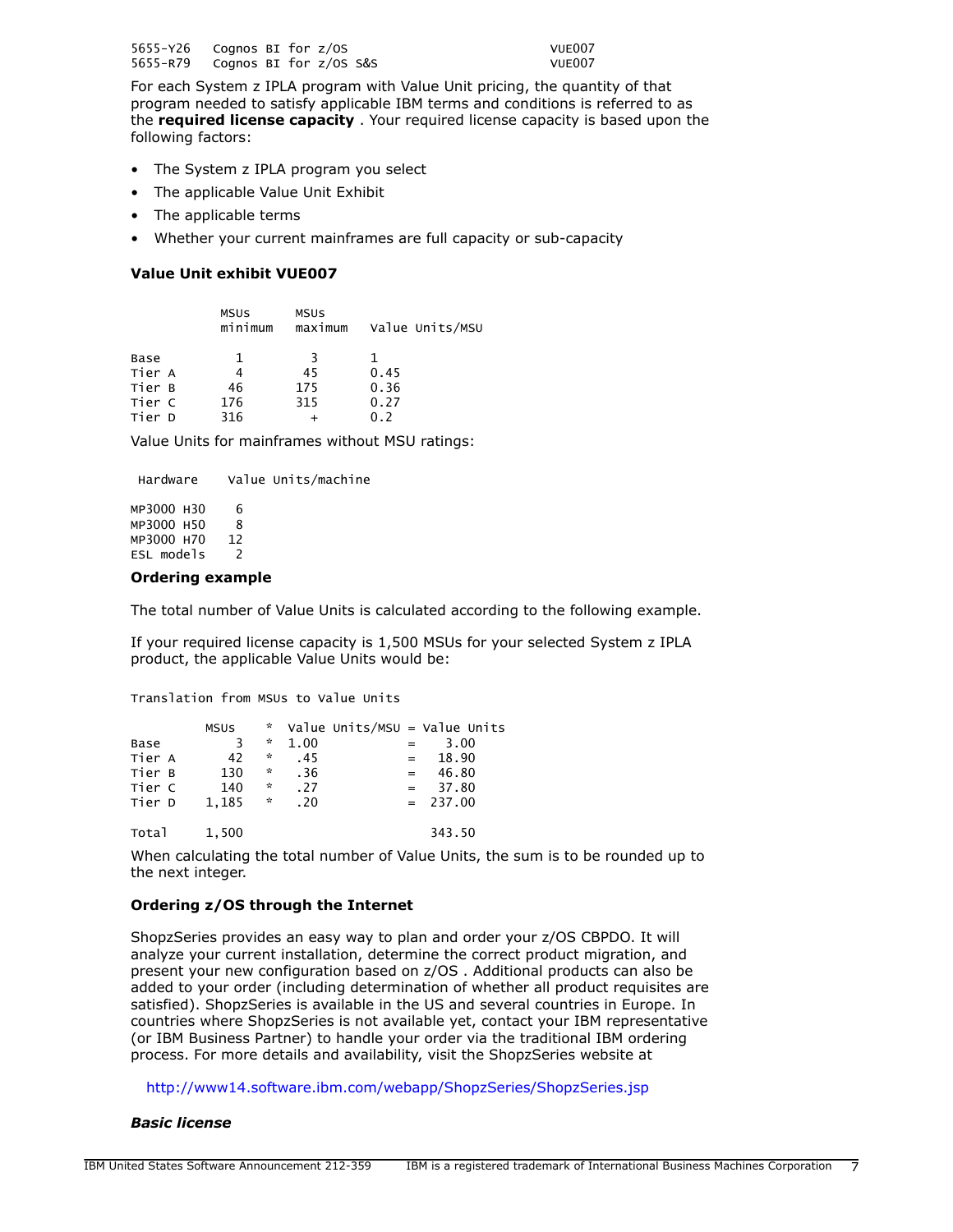| | | |
|---|---|---|
| 5655-Y26 | Cognos BI for z/OS | VUE007 |
| 5655-R79 | Cognos BI for z/OS S&S | VUE007 |

For each System z IPLA program with Value Unit pricing, the quantity of that program needed to satisfy applicable IBM terms and conditions is referred to as the **required license capacity** . Your required license capacity is based upon the following factors:

- The System z IPLA program you select
- The applicable Value Unit Exhibit
- The applicable terms
- Whether your current mainframes are full capacity or sub-capacity

**Value Unit exhibit VUE007**

| | MSUs minimum | MSUs maximum | Value Units/MSU |
|---|---|---|---|
| Base | 1 | 3 | 1 |
| Tier A | 4 | 45 | 0.45 |
| Tier B | 46 | 175 | 0.36 |
| Tier C | 176 | 315 | 0.27 |
| Tier D | 316 | + | 0.2 |

Value Units for mainframes without MSU ratings:

| Hardware | Value Units/machine |
|---|---|
| MP3000 H30 | 6 |
| MP3000 H50 | 8 |
| MP3000 H70 | 12 |
| ESL models | 2 |

**Ordering example**

The total number of Value Units is calculated according to the following example.

If your required license capacity is 1,500 MSUs for your selected System z IPLA product, the applicable Value Units would be:

Translation from MSUs to Value Units

| | MSUs | * | Value Units/MSU | = | Value Units |
|---|---|---|---|---|---|
| Base | 3 | * | 1.00 | = | 3.00 |
| Tier A | 42 | * | .45 | = | 18.90 |
| Tier B | 130 | * | .36 | = | 46.80 |
| Tier C | 140 | * | .27 | = | 37.80 |
| Tier D | 1,185 | * | .20 | = | 237.00 |
| Total | 1,500 | | | | 343.50 |

When calculating the total number of Value Units, the sum is to be rounded up to the next integer.

**Ordering z/OS through the Internet**

ShopzSeries provides an easy way to plan and order your z/OS CBPDO. It will analyze your current installation, determine the correct product migration, and present your new configuration based on z/OS . Additional products can also be added to your order (including determination of whether all product requisites are satisfied). ShopzSeries is available in the US and several countries in Europe. In countries where ShopzSeries is not available yet, contact your IBM representative (or IBM Business Partner) to handle your order via the traditional IBM ordering process. For more details and availability, visit the ShopzSeries website at

http://www14.software.ibm.com/webapp/ShopzSeries/ShopzSeries.jsp

***Basic license***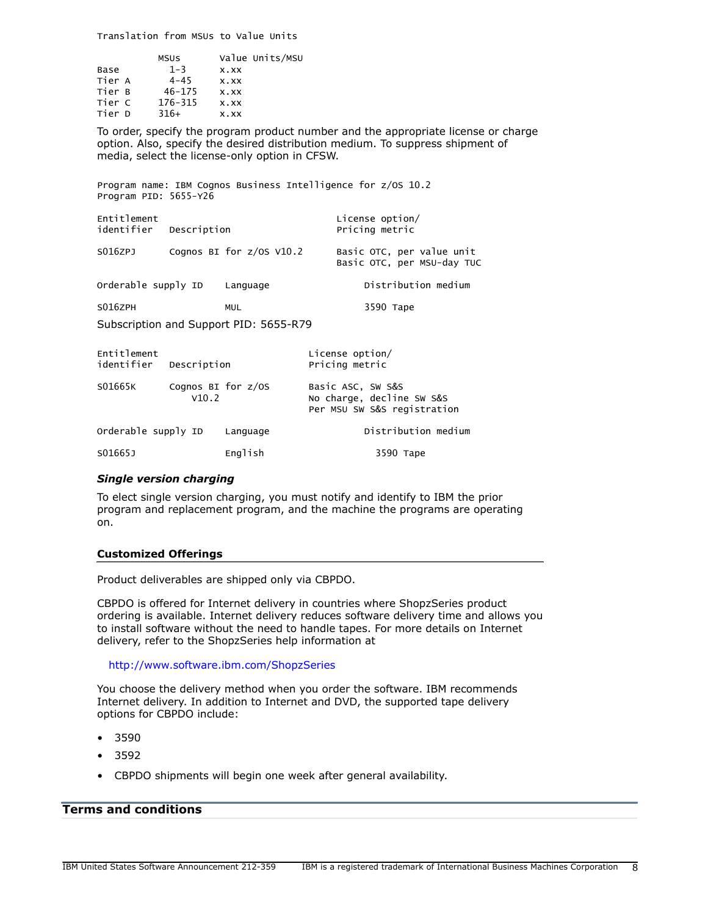Translation from MSUs to Value Units

| | MSUs | Value Units/MSU |
|---|---|---|
| Base | 1-3 | x.xx |
| Tier A | 4-45 | x.xx |
| Tier B | 46-175 | x.xx |
| Tier C | 176-315 | x.xx |
| Tier D | 316+ | x.xx |

To order, specify the program product number and the appropriate license or charge option. Also, specify the desired distribution medium. To suppress shipment of media, select the license-only option in CFSW.

Program name: IBM Cognos Business Intelligence for z/OS 10.2
Program PID: 5655-Y26

| Entitlement identifier | Description | License option/ Pricing metric |
|---|---|---|
| S016ZPJ | Cognos BI for z/OS V10.2 | Basic OTC, per value unit<br>Basic OTC, per MSU-day TUC |

| Orderable supply ID | Language | Distribution medium |
|---|---|---|
| S016ZPH | MUL | 3590 Tape |

Subscription and Support PID: 5655-R79

| Entitlement identifier | Description | License option/ Pricing metric |
|---|---|---|
| S01665K | Cognos BI for z/OS V10.2 | Basic ASC, SW S&S<br>No charge, decline SW S&S<br>Per MSU SW S&S registration |

| Orderable supply ID | Language | Distribution medium |
|---|---|---|
| S01665J | English | 3590 Tape |

### *Single version charging*

To elect single version charging, you must notify and identify to IBM the prior program and replacement program, and the machine the programs are operating on.

### Customized Offerings

Product deliverables are shipped only via CBPDO.

CBPDO is offered for Internet delivery in countries where ShopzSeries product ordering is available. Internet delivery reduces software delivery time and allows you to install software without the need to handle tapes. For more details on Internet delivery, refer to the ShopzSeries help information at

http://www.software.ibm.com/ShopzSeries

You choose the delivery method when you order the software. IBM recommends Internet delivery. In addition to Internet and DVD, the supported tape delivery options for CBPDO include:

- 3590
- 3592
- CBPDO shipments will begin one week after general availability.

## Terms and conditions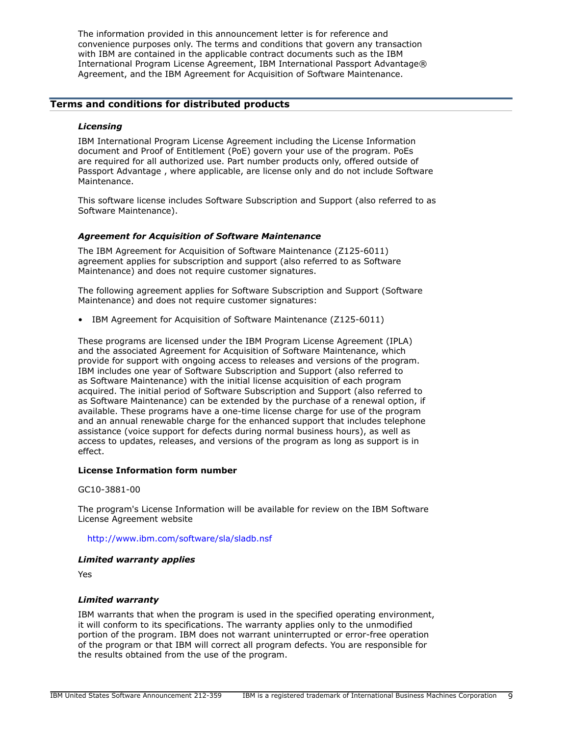The information provided in this announcement letter is for reference and convenience purposes only. The terms and conditions that govern any transaction with IBM are contained in the applicable contract documents such as the IBM International Program License Agreement, IBM International Passport Advantage® Agreement, and the IBM Agreement for Acquisition of Software Maintenance.

## Terms and conditions for distributed products

### *Licensing*

IBM International Program License Agreement including the License Information document and Proof of Entitlement (PoE) govern your use of the program. PoEs are required for all authorized use. Part number products only, offered outside of Passport Advantage , where applicable, are license only and do not include Software Maintenance.

This software license includes Software Subscription and Support (also referred to as Software Maintenance).

### *Agreement for Acquisition of Software Maintenance*

The IBM Agreement for Acquisition of Software Maintenance (Z125-6011) agreement applies for subscription and support (also referred to as Software Maintenance) and does not require customer signatures.

The following agreement applies for Software Subscription and Support (Software Maintenance) and does not require customer signatures:

- IBM Agreement for Acquisition of Software Maintenance (Z125-6011)

These programs are licensed under the IBM Program License Agreement (IPLA) and the associated Agreement for Acquisition of Software Maintenance, which provide for support with ongoing access to releases and versions of the program. IBM includes one year of Software Subscription and Support (also referred to as Software Maintenance) with the initial license acquisition of each program acquired. The initial period of Software Subscription and Support (also referred to as Software Maintenance) can be extended by the purchase of a renewal option, if available. These programs have a one-time license charge for use of the program and an annual renewable charge for the enhanced support that includes telephone assistance (voice support for defects during normal business hours), as well as access to updates, releases, and versions of the program as long as support is in effect.

**License Information form number**

GC10-3881-00

The program's License Information will be available for review on the IBM Software License Agreement website

http://www.ibm.com/software/sla/sladb.nsf

### *Limited warranty applies*

Yes

### *Limited warranty*

IBM warrants that when the program is used in the specified operating environment, it will conform to its specifications. The warranty applies only to the unmodified portion of the program. IBM does not warrant uninterrupted or error-free operation of the program or that IBM will correct all program defects. You are responsible for the results obtained from the use of the program.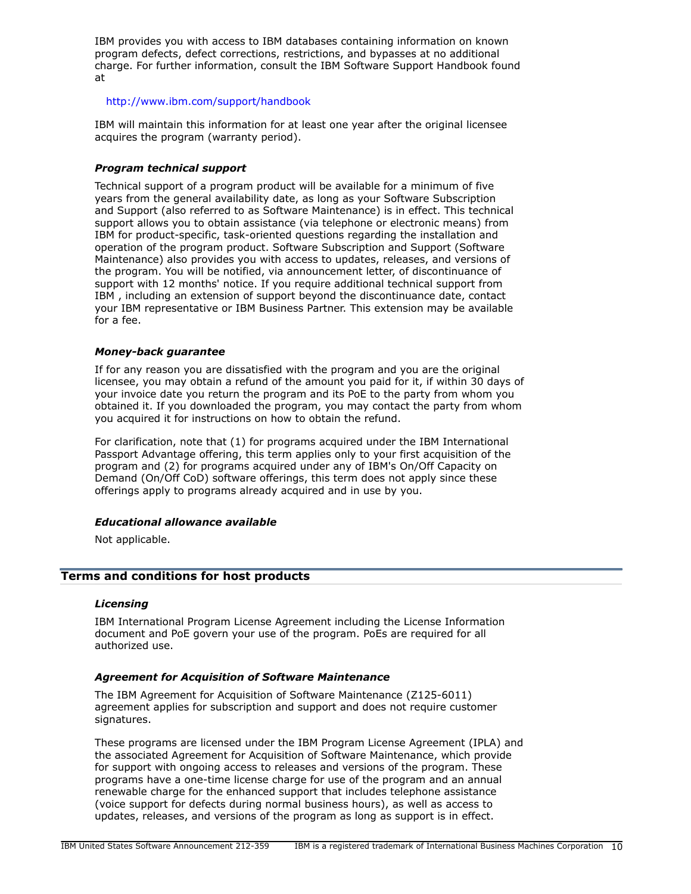IBM provides you with access to IBM databases containing information on known program defects, defect corrections, restrictions, and bypasses at no additional charge. For further information, consult the IBM Software Support Handbook found at

http://www.ibm.com/support/handbook

IBM will maintain this information for at least one year after the original licensee acquires the program (warranty period).

### *Program technical support*

Technical support of a program product will be available for a minimum of five years from the general availability date, as long as your Software Subscription and Support (also referred to as Software Maintenance) is in effect. This technical support allows you to obtain assistance (via telephone or electronic means) from IBM for product-specific, task-oriented questions regarding the installation and operation of the program product. Software Subscription and Support (Software Maintenance) also provides you with access to updates, releases, and versions of the program. You will be notified, via announcement letter, of discontinuance of support with 12 months' notice. If you require additional technical support from IBM , including an extension of support beyond the discontinuance date, contact your IBM representative or IBM Business Partner. This extension may be available for a fee.

### *Money-back guarantee*

If for any reason you are dissatisfied with the program and you are the original licensee, you may obtain a refund of the amount you paid for it, if within 30 days of your invoice date you return the program and its PoE to the party from whom you obtained it. If you downloaded the program, you may contact the party from whom you acquired it for instructions on how to obtain the refund.

For clarification, note that (1) for programs acquired under the IBM International Passport Advantage offering, this term applies only to your first acquisition of the program and (2) for programs acquired under any of IBM's On/Off Capacity on Demand (On/Off CoD) software offerings, this term does not apply since these offerings apply to programs already acquired and in use by you.

### *Educational allowance available*

Not applicable.

## Terms and conditions for host products

### *Licensing*

IBM International Program License Agreement including the License Information document and PoE govern your use of the program. PoEs are required for all authorized use.

### *Agreement for Acquisition of Software Maintenance*

The IBM Agreement for Acquisition of Software Maintenance (Z125-6011) agreement applies for subscription and support and does not require customer signatures.

These programs are licensed under the IBM Program License Agreement (IPLA) and the associated Agreement for Acquisition of Software Maintenance, which provide for support with ongoing access to releases and versions of the program. These programs have a one-time license charge for use of the program and an annual renewable charge for the enhanced support that includes telephone assistance (voice support for defects during normal business hours), as well as access to updates, releases, and versions of the program as long as support is in effect.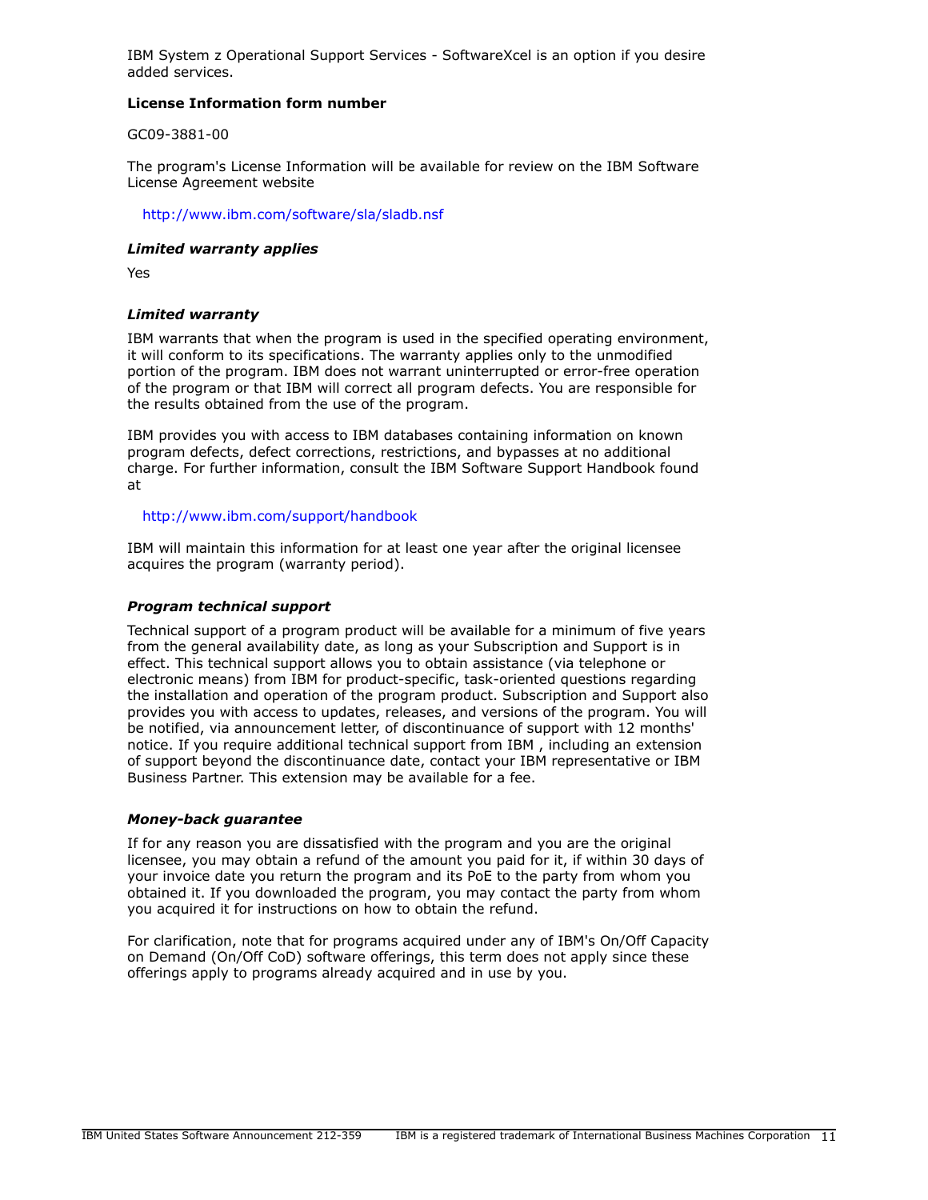IBM System z Operational Support Services - SoftwareXcel is an option if you desire added services.

**License Information form number**

GC09-3881-00

The program's License Information will be available for review on the IBM Software License Agreement website

http://www.ibm.com/software/sla/sladb.nsf

***Limited warranty applies***

Yes

***Limited warranty***

IBM warrants that when the program is used in the specified operating environment, it will conform to its specifications. The warranty applies only to the unmodified portion of the program. IBM does not warrant uninterrupted or error-free operation of the program or that IBM will correct all program defects. You are responsible for the results obtained from the use of the program.

IBM provides you with access to IBM databases containing information on known program defects, defect corrections, restrictions, and bypasses at no additional charge. For further information, consult the IBM Software Support Handbook found at

http://www.ibm.com/support/handbook

IBM will maintain this information for at least one year after the original licensee acquires the program (warranty period).

***Program technical support***

Technical support of a program product will be available for a minimum of five years from the general availability date, as long as your Subscription and Support is in effect. This technical support allows you to obtain assistance (via telephone or electronic means) from IBM for product-specific, task-oriented questions regarding the installation and operation of the program product. Subscription and Support also provides you with access to updates, releases, and versions of the program. You will be notified, via announcement letter, of discontinuance of support with 12 months' notice. If you require additional technical support from IBM , including an extension of support beyond the discontinuance date, contact your IBM representative or IBM Business Partner. This extension may be available for a fee.

***Money-back guarantee***

If for any reason you are dissatisfied with the program and you are the original licensee, you may obtain a refund of the amount you paid for it, if within 30 days of your invoice date you return the program and its PoE to the party from whom you obtained it. If you downloaded the program, you may contact the party from whom you acquired it for instructions on how to obtain the refund.

For clarification, note that for programs acquired under any of IBM's On/Off Capacity on Demand (On/Off CoD) software offerings, this term does not apply since these offerings apply to programs already acquired and in use by you.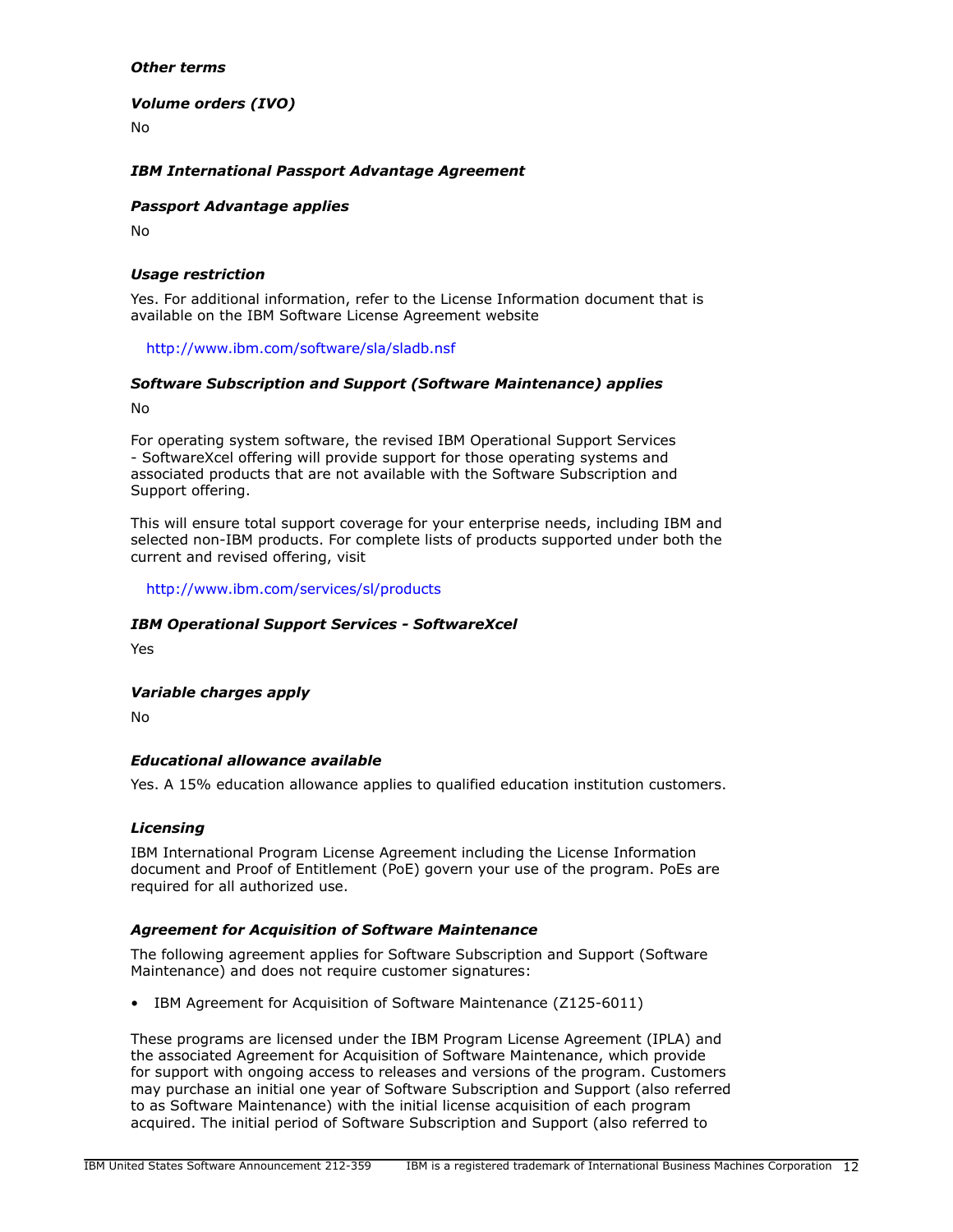### *Other terms*

#### *Volume orders (IVO)*

No

#### *IBM International Passport Advantage Agreement*

#### *Passport Advantage applies*

No

#### *Usage restriction*

Yes. For additional information, refer to the License Information document that is available on the IBM Software License Agreement website

http://www.ibm.com/software/sla/sladb.nsf

#### *Software Subscription and Support (Software Maintenance) applies*

No

For operating system software, the revised IBM Operational Support Services - SoftwareXcel offering will provide support for those operating systems and associated products that are not available with the Software Subscription and Support offering.

This will ensure total support coverage for your enterprise needs, including IBM and selected non-IBM products. For complete lists of products supported under both the current and revised offering, visit

http://www.ibm.com/services/sl/products

#### *IBM Operational Support Services - SoftwareXcel*

Yes

#### *Variable charges apply*

No

#### *Educational allowance available*

Yes. A 15% education allowance applies to qualified education institution customers.

#### *Licensing*

IBM International Program License Agreement including the License Information document and Proof of Entitlement (PoE) govern your use of the program. PoEs are required for all authorized use.

#### *Agreement for Acquisition of Software Maintenance*

The following agreement applies for Software Subscription and Support (Software Maintenance) and does not require customer signatures:

- IBM Agreement for Acquisition of Software Maintenance (Z125-6011)

These programs are licensed under the IBM Program License Agreement (IPLA) and the associated Agreement for Acquisition of Software Maintenance, which provide for support with ongoing access to releases and versions of the program. Customers may purchase an initial one year of Software Subscription and Support (also referred to as Software Maintenance) with the initial license acquisition of each program acquired. The initial period of Software Subscription and Support (also referred to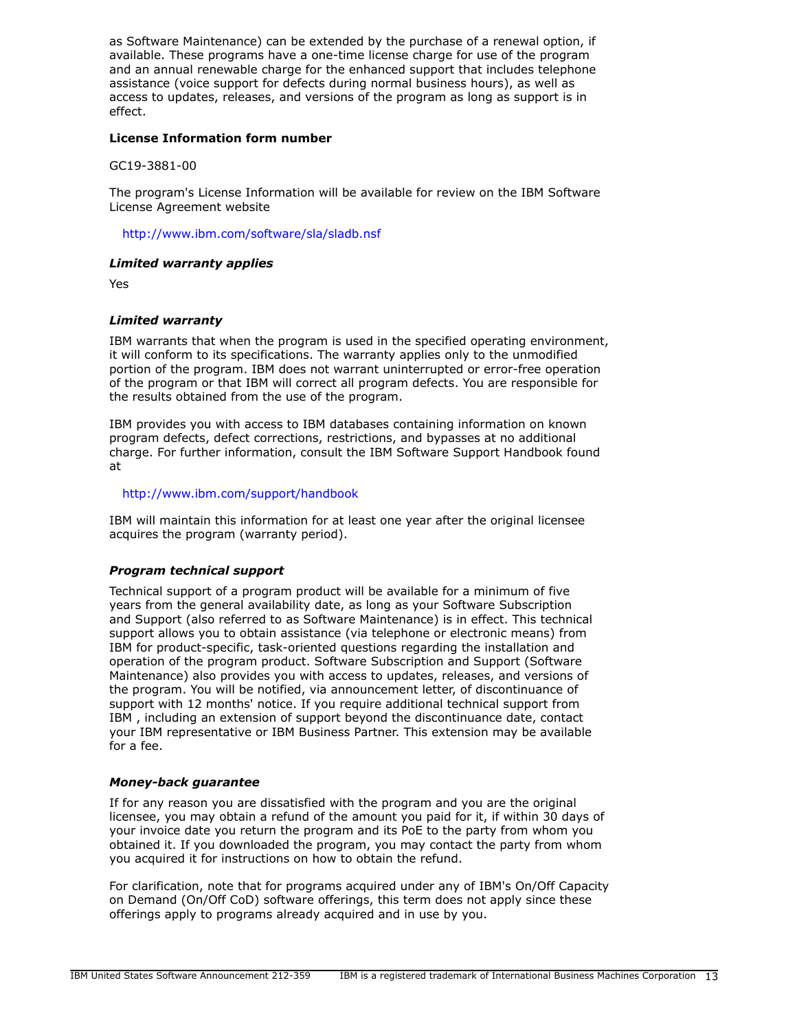as Software Maintenance) can be extended by the purchase of a renewal option, if available. These programs have a one-time license charge for use of the program and an annual renewable charge for the enhanced support that includes telephone assistance (voice support for defects during normal business hours), as well as access to updates, releases, and versions of the program as long as support is in effect.

**License Information form number**

GC19-3881-00

The program's License Information will be available for review on the IBM Software License Agreement website

http://www.ibm.com/software/sla/sladb.nsf

***Limited warranty applies***

Yes

***Limited warranty***

IBM warrants that when the program is used in the specified operating environment, it will conform to its specifications. The warranty applies only to the unmodified portion of the program. IBM does not warrant uninterrupted or error-free operation of the program or that IBM will correct all program defects. You are responsible for the results obtained from the use of the program.

IBM provides you with access to IBM databases containing information on known program defects, defect corrections, restrictions, and bypasses at no additional charge. For further information, consult the IBM Software Support Handbook found at

http://www.ibm.com/support/handbook

IBM will maintain this information for at least one year after the original licensee acquires the program (warranty period).

***Program technical support***

Technical support of a program product will be available for a minimum of five years from the general availability date, as long as your Software Subscription and Support (also referred to as Software Maintenance) is in effect. This technical support allows you to obtain assistance (via telephone or electronic means) from IBM for product-specific, task-oriented questions regarding the installation and operation of the program product. Software Subscription and Support (Software Maintenance) also provides you with access to updates, releases, and versions of the program. You will be notified, via announcement letter, of discontinuance of support with 12 months' notice. If you require additional technical support from IBM , including an extension of support beyond the discontinuance date, contact your IBM representative or IBM Business Partner. This extension may be available for a fee.

***Money-back guarantee***

If for any reason you are dissatisfied with the program and you are the original licensee, you may obtain a refund of the amount you paid for it, if within 30 days of your invoice date you return the program and its PoE to the party from whom you obtained it. If you downloaded the program, you may contact the party from whom you acquired it for instructions on how to obtain the refund.

For clarification, note that for programs acquired under any of IBM's On/Off Capacity on Demand (On/Off CoD) software offerings, this term does not apply since these offerings apply to programs already acquired and in use by you.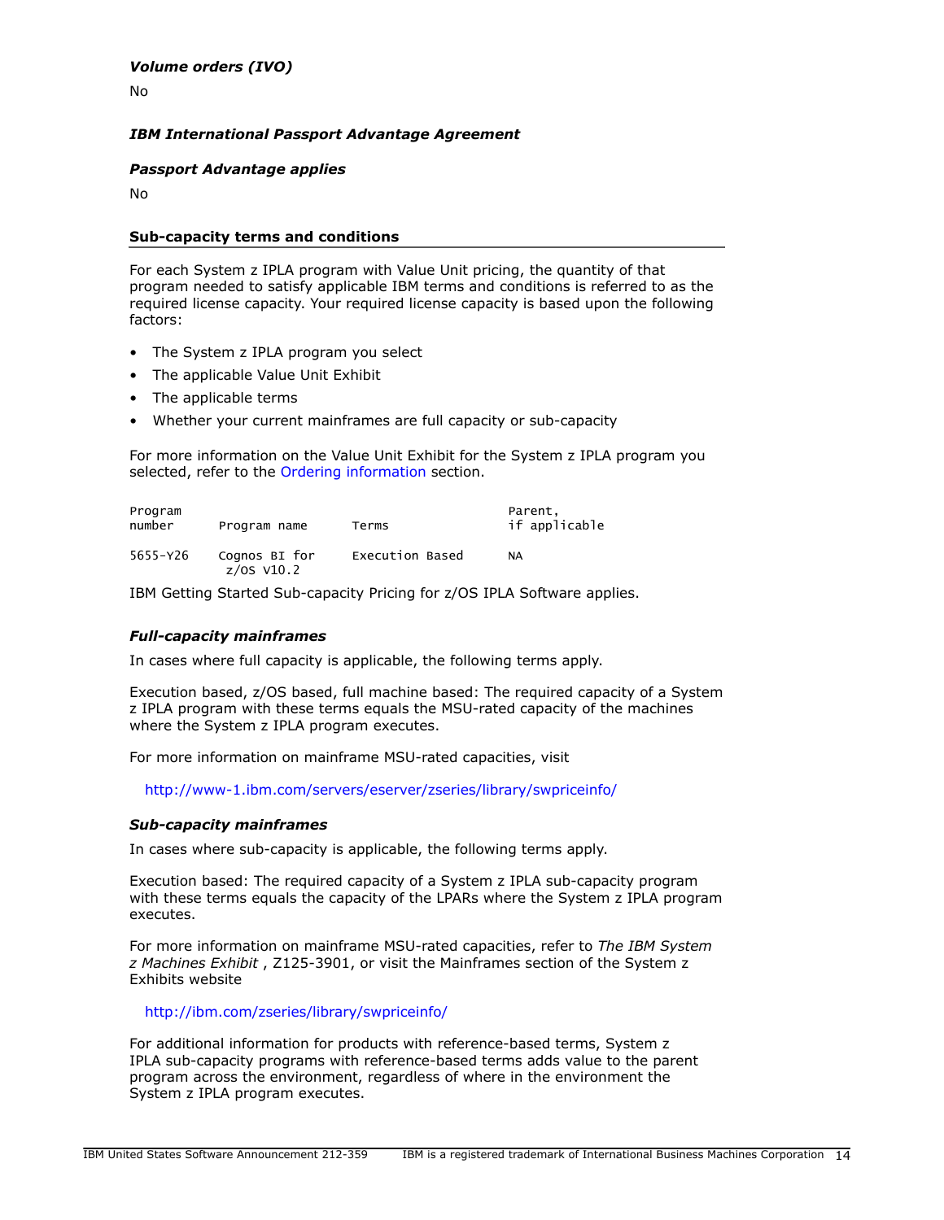### *Volume orders (IVO)*

No

### *IBM International Passport Advantage Agreement*

### *Passport Advantage applies*

No

## Sub-capacity terms and conditions

For each System z IPLA program with Value Unit pricing, the quantity of that program needed to satisfy applicable IBM terms and conditions is referred to as the required license capacity. Your required license capacity is based upon the following factors:

- The System z IPLA program you select
- The applicable Value Unit Exhibit
- The applicable terms
- Whether your current mainframes are full capacity or sub-capacity

For more information on the Value Unit Exhibit for the System z IPLA program you selected, refer to the Ordering information section.

| Program number | Program name | Terms | Parent, if applicable |
|---|---|---|---|
| 5655-Y26 | Cognos BI for z/OS V10.2 | Execution Based | NA |

IBM Getting Started Sub-capacity Pricing for z/OS IPLA Software applies.

### *Full-capacity mainframes*

In cases where full capacity is applicable, the following terms apply.

Execution based, z/OS based, full machine based: The required capacity of a System z IPLA program with these terms equals the MSU-rated capacity of the machines where the System z IPLA program executes.

For more information on mainframe MSU-rated capacities, visit

http://www-1.ibm.com/servers/eserver/zseries/library/swpriceinfo/

### *Sub-capacity mainframes*

In cases where sub-capacity is applicable, the following terms apply.

Execution based: The required capacity of a System z IPLA sub-capacity program with these terms equals the capacity of the LPARs where the System z IPLA program executes.

For more information on mainframe MSU-rated capacities, refer to *The IBM System z Machines Exhibit* , Z125-3901, or visit the Mainframes section of the System z Exhibits website

http://ibm.com/zseries/library/swpriceinfo/

For additional information for products with reference-based terms, System z IPLA sub-capacity programs with reference-based terms adds value to the parent program across the environment, regardless of where in the environment the System z IPLA program executes.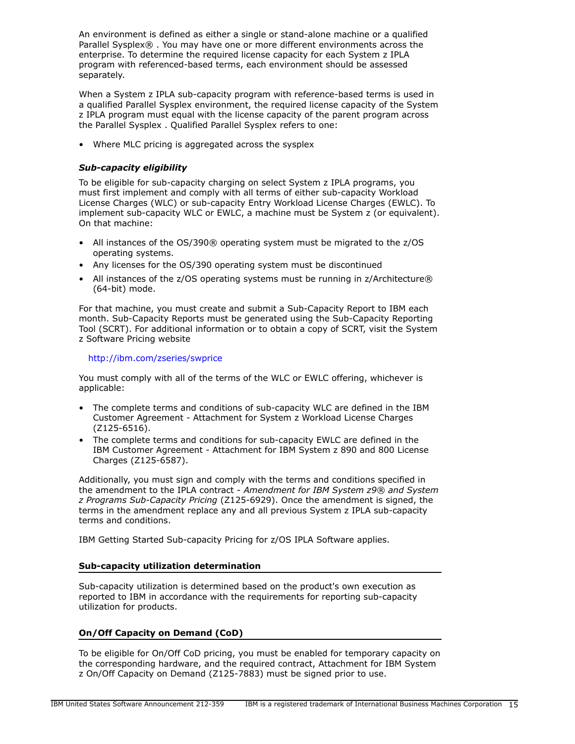An environment is defined as either a single or stand-alone machine or a qualified Parallel Sysplex® . You may have one or more different environments across the enterprise. To determine the required license capacity for each System z IPLA program with referenced-based terms, each environment should be assessed separately.

When a System z IPLA sub-capacity program with reference-based terms is used in a qualified Parallel Sysplex environment, the required license capacity of the System z IPLA program must equal with the license capacity of the parent program across the Parallel Sysplex . Qualified Parallel Sysplex refers to one:

- Where MLC pricing is aggregated across the sysplex

***Sub-capacity eligibility***

To be eligible for sub-capacity charging on select System z IPLA programs, you must first implement and comply with all terms of either sub-capacity Workload License Charges (WLC) or sub-capacity Entry Workload License Charges (EWLC). To implement sub-capacity WLC or EWLC, a machine must be System z (or equivalent). On that machine:

- All instances of the OS/390® operating system must be migrated to the z/OS operating systems.
- Any licenses for the OS/390 operating system must be discontinued
- All instances of the z/OS operating systems must be running in z/Architecture® (64-bit) mode.

For that machine, you must create and submit a Sub-Capacity Report to IBM each month. Sub-Capacity Reports must be generated using the Sub-Capacity Reporting Tool (SCRT). For additional information or to obtain a copy of SCRT, visit the System z Software Pricing website

http://ibm.com/zseries/swprice

You must comply with all of the terms of the WLC or EWLC offering, whichever is applicable:

- The complete terms and conditions of sub-capacity WLC are defined in the IBM Customer Agreement - Attachment for System z Workload License Charges (Z125-6516).
- The complete terms and conditions for sub-capacity EWLC are defined in the IBM Customer Agreement - Attachment for IBM System z 890 and 800 License Charges (Z125-6587).

Additionally, you must sign and comply with the terms and conditions specified in the amendment to the IPLA contract - *Amendment for IBM System z9® and System z Programs Sub-Capacity Pricing* (Z125-6929). Once the amendment is signed, the terms in the amendment replace any and all previous System z IPLA sub-capacity terms and conditions.

IBM Getting Started Sub-capacity Pricing for z/OS IPLA Software applies.

## Sub-capacity utilization determination

Sub-capacity utilization is determined based on the product's own execution as reported to IBM in accordance with the requirements for reporting sub-capacity utilization for products.

## On/Off Capacity on Demand (CoD)

To be eligible for On/Off CoD pricing, you must be enabled for temporary capacity on the corresponding hardware, and the required contract, Attachment for IBM System z On/Off Capacity on Demand (Z125-7883) must be signed prior to use.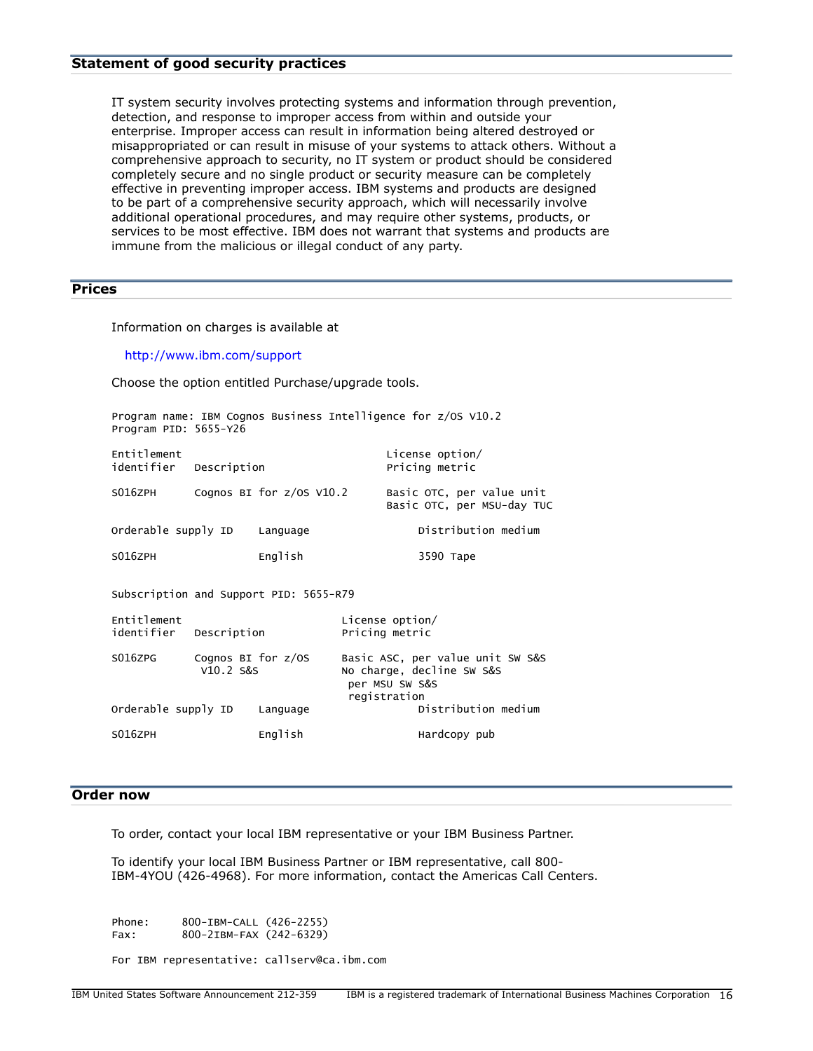## Statement of good security practices

IT system security involves protecting systems and information through prevention, detection, and response to improper access from within and outside your enterprise. Improper access can result in information being altered destroyed or misappropriated or can result in misuse of your systems to attack others. Without a comprehensive approach to security, no IT system or product should be considered completely secure and no single product or security measure can be completely effective in preventing improper access. IBM systems and products are designed to be part of a comprehensive security approach, which will necessarily involve additional operational procedures, and may require other systems, products, or services to be most effective. IBM does not warrant that systems and products are immune from the malicious or illegal conduct of any party.

## Prices

Information on charges is available at

http://www.ibm.com/support

Choose the option entitled Purchase/upgrade tools.

```
Program name: IBM Cognos Business Intelligence for z/OS V10.2
Program PID: 5655-Y26

Entitlement                                  License option/
identifier   Description                     Pricing metric

S016ZPH      Cognos BI for z/OS V10.2        Basic OTC, per value unit
                                             Basic OTC, per MSU-day TUC

Orderable supply ID    Language                   Distribution medium

S016ZPH                English                    3590 Tape


Subscription and Support PID: 5655-R79

Entitlement                           License option/
identifier   Description              Pricing metric

S016ZPG      Cognos BI for z/OS       Basic ASC, per value unit SW S&S
              V10.2 S&S               No charge, decline SW S&S
                                       per MSU SW S&S
                                       registration
Orderable supply ID    Language                   Distribution medium

S016ZPH                English                    Hardcopy pub
```

## Order now

To order, contact your local IBM representative or your IBM Business Partner.

To identify your local IBM Business Partner or IBM representative, call 800-IBM-4YOU (426-4968). For more information, contact the Americas Call Centers.

```
Phone:     800-IBM-CALL (426-2255)
Fax:       800-2IBM-FAX (242-6329)

For IBM representative: callserv@ca.ibm.com
```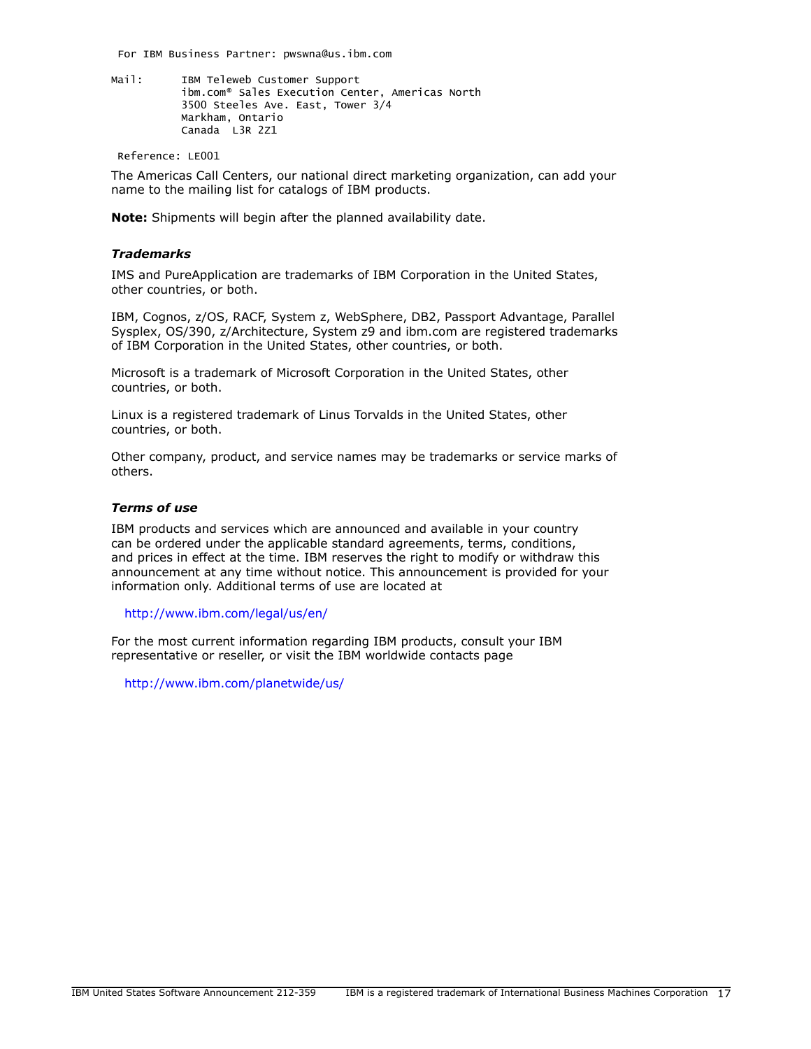```
 For IBM Business Partner: pwswna@us.ibm.com

Mail:      IBM Teleweb Customer Support
           ibm.com® Sales Execution Center, Americas North
           3500 Steeles Ave. East, Tower 3/4
           Markham, Ontario
           Canada  L3R 2Z1

 Reference: LE001
```

The Americas Call Centers, our national direct marketing organization, can add your name to the mailing list for catalogs of IBM products.

**Note:** Shipments will begin after the planned availability date.

### *Trademarks*

IMS and PureApplication are trademarks of IBM Corporation in the United States, other countries, or both.

IBM, Cognos, z/OS, RACF, System z, WebSphere, DB2, Passport Advantage, Parallel Sysplex, OS/390, z/Architecture, System z9 and ibm.com are registered trademarks of IBM Corporation in the United States, other countries, or both.

Microsoft is a trademark of Microsoft Corporation in the United States, other countries, or both.

Linux is a registered trademark of Linus Torvalds in the United States, other countries, or both.

Other company, product, and service names may be trademarks or service marks of others.

### *Terms of use*

IBM products and services which are announced and available in your country can be ordered under the applicable standard agreements, terms, conditions, and prices in effect at the time. IBM reserves the right to modify or withdraw this announcement at any time without notice. This announcement is provided for your information only. Additional terms of use are located at

http://www.ibm.com/legal/us/en/

For the most current information regarding IBM products, consult your IBM representative or reseller, or visit the IBM worldwide contacts page

http://www.ibm.com/planetwide/us/